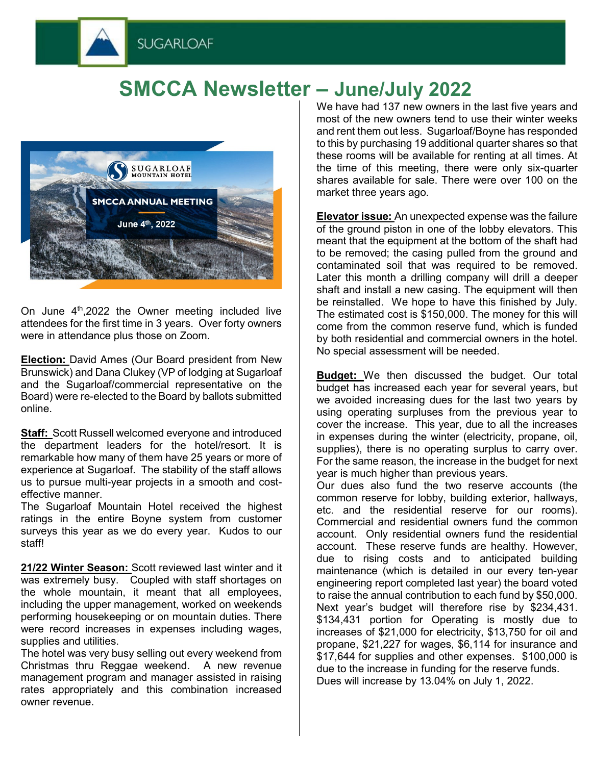# SMCCA Newsletter – June/July 2022

On June 4th, 2022 the Owner meeting included live attendees for the first time in 3 years. Over forty owners were in attendance plus those on Zoom.

**Election:** David Ames (Our Board president from New Brunswick) and Dana Clukey (VP of lodging at Sugarloaf and the Sugarloaf/commercial representative on the Board) were re-elected to the Board by ballots submitted online.

**Staff:** Scott Russell welcomed everyone and introduced the department leaders for the hotel/resort. It is remarkable how many of them have 25 years or more of experience at Sugarloaf. The stability of the staff allows us to pursue multi-year projects in a smooth and cost-effective manner.

The Sugarloaf Mountain Hotel received the highest ratings in the entire Boyne system from customer surveys this year as we do every year. Kudos to our staff!

**21/22 Winter Season:** Scott reviewed last winter and it was extremely busy. Coupled with staff shortages on the whole mountain, it meant that all employees, including the upper management, worked on weekends performing housekeeping or on mountain duties. There were record increases in expenses including wages, supplies and utilities.

The hotel was very busy selling out every weekend from Christmas thru Reggae weekend. A new revenue management program and manager assisted in raising rates appropriately and this combination increased owner revenue.

We have had 137 new owners in the last five years and most of the new owners tend to use their winter weeks and rent them out less. Sugarloaf/Boyne has responded to this by purchasing 19 additional quarter shares so that these rooms will be available for renting at all times. At the time of this meeting, there were only six-quarter shares available for sale. There were over 100 on the market three years ago.

**Elevator issue:** An unexpected expense was the failure of the ground piston in one of the lobby elevators. This meant that the equipment at the bottom of the shaft had to be removed; the casing pulled from the ground and contaminated soil that was required to be removed. Later this month a drilling company will drill a deeper shaft and install a new casing. The equipment will then be reinstalled. We hope to have this finished by July. The estimated cost is $150,000. The money for this will come from the common reserve fund, which is funded by both residential and commercial owners in the hotel. No special assessment will be needed.

**Budget:** We then discussed the budget. Our total budget has increased each year for several years, but we avoided increasing dues for the last two years by using operating surpluses from the previous year to cover the increase. This year, due to all the increases in expenses during the winter (electricity, propane, oil, supplies), there is no operating surplus to carry over. For the same reason, the increase in the budget for next year is much higher than previous years.

Our dues also fund the two reserve accounts (the common reserve for lobby, building exterior, hallways, etc. and the residential reserve for our rooms). Commercial and residential owners fund the common account. Only residential owners fund the residential account. These reserve funds are healthy. However, due to rising costs and to anticipated building maintenance (which is detailed in our every ten-year engineering report completed last year) the board voted to raise the annual contribution to each fund by $50,000. Next year's budget will therefore rise by $234,431. $134,431 portion for Operating is mostly due to increases of $21,000 for electricity, $13,750 for oil and propane, $21,227 for wages, $6,114 for insurance and $17,644 for supplies and other expenses. $100,000 is due to the increase in funding for the reserve funds.

Dues will increase by 13.04% on July 1, 2022.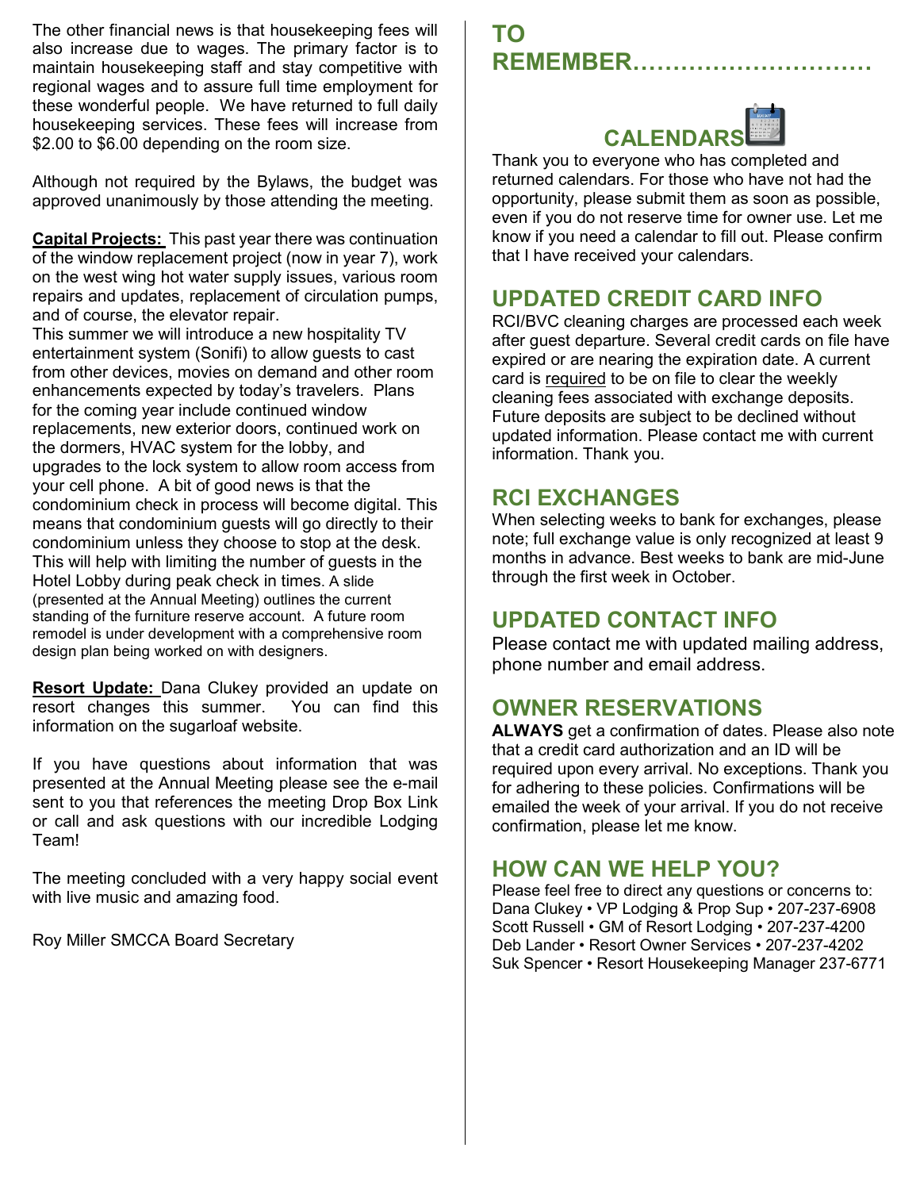The other financial news is that housekeeping fees will also increase due to wages. The primary factor is to maintain housekeeping staff and stay competitive with regional wages and to assure full time employment for these wonderful people. We have returned to full daily housekeeping services. These fees will increase from $2.00 to $6.00 depending on the room size.

Although not required by the Bylaws, the budget was approved unanimously by those attending the meeting.

**Capital Projects:** This past year there was continuation of the window replacement project (now in year 7), work on the west wing hot water supply issues, various room repairs and updates, replacement of circulation pumps, and of course, the elevator repair.
This summer we will introduce a new hospitality TV entertainment system (Sonifi) to allow guests to cast from other devices, movies on demand and other room enhancements expected by today's travelers. Plans for the coming year include continued window replacements, new exterior doors, continued work on the dormers, HVAC system for the lobby, and upgrades to the lock system to allow room access from your cell phone. A bit of good news is that the condominium check in process will become digital. This means that condominium guests will go directly to their condominium unless they choose to stop at the desk. This will help with limiting the number of guests in the Hotel Lobby during peak check in times. A slide (presented at the Annual Meeting) outlines the current standing of the furniture reserve account. A future room remodel is under development with a comprehensive room design plan being worked on with designers.

**Resort Update:** Dana Clukey provided an update on resort changes this summer. You can find this information on the sugarloaf website.

If you have questions about information that was presented at the Annual Meeting please see the e-mail sent to you that references the meeting Drop Box Link or call and ask questions with our incredible Lodging Team!

The meeting concluded with a very happy social event with live music and amazing food.

Roy Miller SMCCA Board Secretary

# TO REMEMBER…………………………

## CALENDARS

Thank you to everyone who has completed and returned calendars. For those who have not had the opportunity, please submit them as soon as possible, even if you do not reserve time for owner use. Let me know if you need a calendar to fill out. Please confirm that I have received your calendars.

## UPDATED CREDIT CARD INFO

RCI/BVC cleaning charges are processed each week after guest departure. Several credit cards on file have expired or are nearing the expiration date. A current card is required to be on file to clear the weekly cleaning fees associated with exchange deposits. Future deposits are subject to be declined without updated information. Please contact me with current information. Thank you.

## RCI EXCHANGES

When selecting weeks to bank for exchanges, please note; full exchange value is only recognized at least 9 months in advance. Best weeks to bank are mid-June through the first week in October.

## UPDATED CONTACT INFO

Please contact me with updated mailing address, phone number and email address.

## OWNER RESERVATIONS

**ALWAYS** get a confirmation of dates. Please also note that a credit card authorization and an ID will be required upon every arrival. No exceptions. Thank you for adhering to these policies. Confirmations will be emailed the week of your arrival. If you do not receive confirmation, please let me know.

## HOW CAN WE HELP YOU?

Please feel free to direct any questions or concerns to:
Dana Clukey • VP Lodging & Prop Sup • 207-237-6908
Scott Russell • GM of Resort Lodging • 207-237-4200
Deb Lander • Resort Owner Services • 207-237-4202
Suk Spencer • Resort Housekeeping Manager 237-6771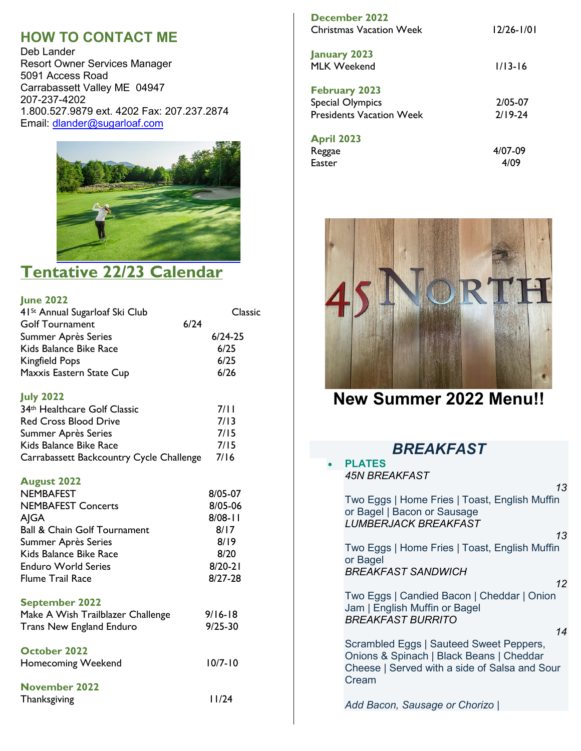## HOW TO CONTACT ME

Deb Lander
Resort Owner Services Manager
5091 Access Road
Carrabassett Valley ME 04947
207-237-4202
1.800.527.9879 ext. 4202 Fax: 207.237.2874
Email: dlander@sugarloaf.com

## Tentative 22/23 Calendar

### June 2022

| Event | Date |
|---|---|
| 41St Annual Sugarloaf Ski Club Classic Golf Tournament | 6/24 |
| Summer Après Series | 6/24-25 |
| Kids Balance Bike Race | 6/25 |
| Kingfield Pops | 6/25 |
| Maxxis Eastern State Cup | 6/26 |

### July 2022

| Event | Date |
|---|---|
| 34th Healthcare Golf Classic | 7/11 |
| Red Cross Blood Drive | 7/13 |
| Summer Après Series | 7/15 |
| Kids Balance Bike Race | 7/15 |
| Carrabassett Backcountry Cycle Challenge | 7/16 |

### August 2022

| Event | Date |
|---|---|
| NEMBAFEST | 8/05-07 |
| NEMBAFEST Concerts | 8/05-06 |
| AJGA | 8/08-11 |
| Ball & Chain Golf Tournament | 8/17 |
| Summer Après Series | 8/19 |
| Kids Balance Bike Race | 8/20 |
| Enduro World Series | 8/20-21 |
| Flume Trail Race | 8/27-28 |

### September 2022

| Event | Date |
|---|---|
| Make A Wish Trailblazer Challenge | 9/16-18 |
| Trans New England Enduro | 9/25-30 |

### October 2022

| Event | Date |
|---|---|
| Homecoming Weekend | 10/7-10 |

### November 2022

| Event | Date |
|---|---|
| Thanksgiving | 11/24 |

### December 2022

| Event | Date |
|---|---|
| Christmas Vacation Week | 12/26-1/01 |

### January 2023

| Event | Date |
|---|---|
| MLK Weekend | 1/13-16 |

### February 2023

| Event | Date |
|---|---|
| Special Olympics | 2/05-07 |
| Presidents Vacation Week | 2/19-24 |

### April 2023

| Event | Date |
|---|---|
| Reggae | 4/07-09 |
| Easter | 4/09 |

45 NORTH

## New Summer 2022 Menu!!

### *BREAKFAST*

- **PLATES**

*45N BREAKFAST* — *13*
Two Eggs | Home Fries | Toast, English Muffin or Bagel | Bacon or Sausage

*LUMBERJACK BREAKFAST* — *13*
Two Eggs | Home Fries | Toast, English Muffin or Bagel

*BREAKFAST SANDWICH* — *12*
Two Eggs | Candied Bacon | Cheddar | Onion Jam | English Muffin or Bagel

*BREAKFAST BURRITO* — *14*
Scrambled Eggs | Sauteed Sweet Peppers, Onions & Spinach | Black Beans | Cheddar Cheese | Served with a side of Salsa and Sour Cream

*Add Bacon, Sausage or Chorizo |*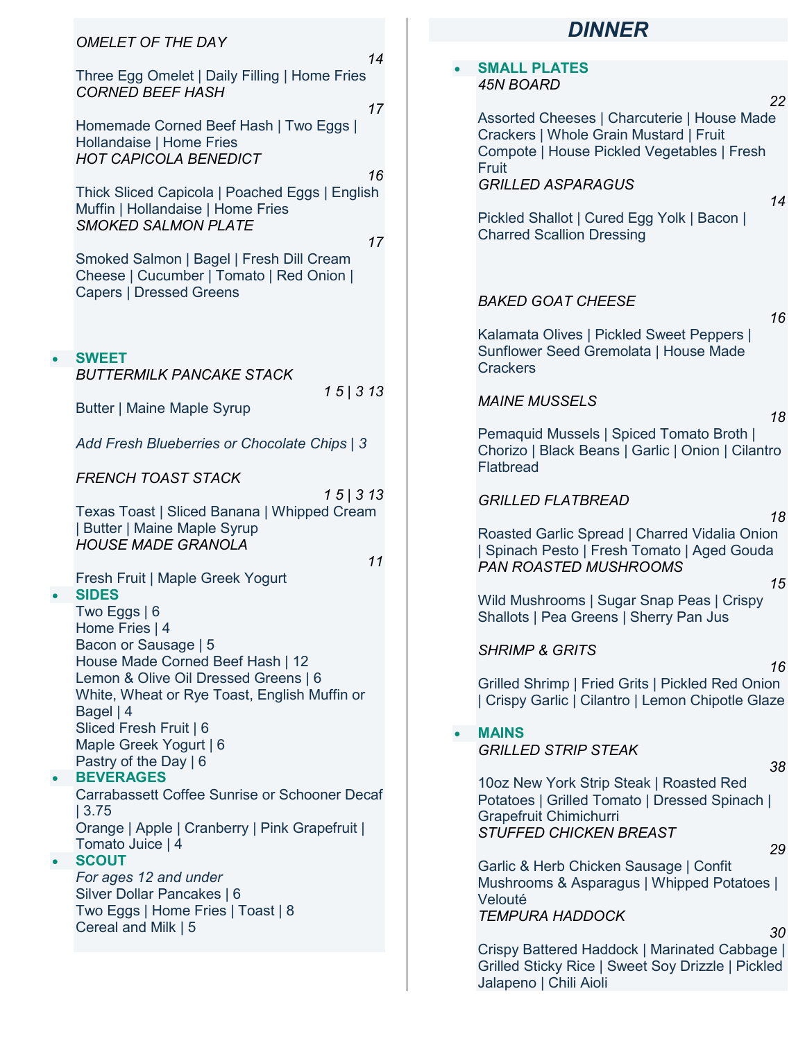*OMELET OF THE DAY*

*14*

Three Egg Omelet | Daily Filling | Home Fries

*CORNED BEEF HASH*

*17*

Homemade Corned Beef Hash | Two Eggs | Hollandaise | Home Fries

*HOT CAPICOLA BENEDICT*

*16*

Thick Sliced Capicola | Poached Eggs | English Muffin | Hollandaise | Home Fries

*SMOKED SALMON PLATE*

*17*

Smoked Salmon | Bagel | Fresh Dill Cream Cheese | Cucumber | Tomato | Red Onion | Capers | Dressed Greens

- **SWEET**

*BUTTERMILK PANCAKE STACK*

*1 5 | 3 13*

Butter | Maine Maple Syrup

*Add Fresh Blueberries or Chocolate Chips | 3*

*FRENCH TOAST STACK*

*1 5 | 3 13*

Texas Toast | Sliced Banana | Whipped Cream | Butter | Maine Maple Syrup

*HOUSE MADE GRANOLA*

*11*

Fresh Fruit | Maple Greek Yogurt

- **SIDES**

Two Eggs | 6
Home Fries | 4
Bacon or Sausage | 5
House Made Corned Beef Hash | 12
Lemon & Olive Oil Dressed Greens | 6
White, Wheat or Rye Toast, English Muffin or Bagel | 4
Sliced Fresh Fruit | 6
Maple Greek Yogurt | 6
Pastry of the Day | 6

- **BEVERAGES**

Carrabassett Coffee Sunrise or Schooner Decaf | 3.75
Orange | Apple | Cranberry | Pink Grapefruit | Tomato Juice | 4

- **SCOUT**

*For ages 12 and under*
Silver Dollar Pancakes | 6
Two Eggs | Home Fries | Toast | 8
Cereal and Milk | 5

# DINNER

- **SMALL PLATES**

*45N BOARD*

*22*

Assorted Cheeses | Charcuterie | House Made Crackers | Whole Grain Mustard | Fruit Compote | House Pickled Vegetables | Fresh Fruit

*GRILLED ASPARAGUS*

*14*

Pickled Shallot | Cured Egg Yolk | Bacon | Charred Scallion Dressing

*BAKED GOAT CHEESE*

*16*

Kalamata Olives | Pickled Sweet Peppers | Sunflower Seed Gremolata | House Made Crackers

*MAINE MUSSELS*

*18*

Pemaquid Mussels | Spiced Tomato Broth | Chorizo | Black Beans | Garlic | Onion | Cilantro Flatbread

*GRILLED FLATBREAD*

*18*

Roasted Garlic Spread | Charred Vidalia Onion | Spinach Pesto | Fresh Tomato | Aged Gouda

*PAN ROASTED MUSHROOMS*

*15*

Wild Mushrooms | Sugar Snap Peas | Crispy Shallots | Pea Greens | Sherry Pan Jus

*SHRIMP & GRITS*

*16*

Grilled Shrimp | Fried Grits | Pickled Red Onion | Crispy Garlic | Cilantro | Lemon Chipotle Glaze

- **MAINS**

*GRILLED STRIP STEAK*

*38*

10oz New York Strip Steak | Roasted Red Potatoes | Grilled Tomato | Dressed Spinach | Grapefruit Chimichurri

*STUFFED CHICKEN BREAST*

*29*

Garlic & Herb Chicken Sausage | Confit Mushrooms & Asparagus | Whipped Potatoes | Velouté

*TEMPURA HADDOCK*

*30*

Crispy Battered Haddock | Marinated Cabbage | Grilled Sticky Rice | Sweet Soy Drizzle | Pickled Jalapeno | Chili Aioli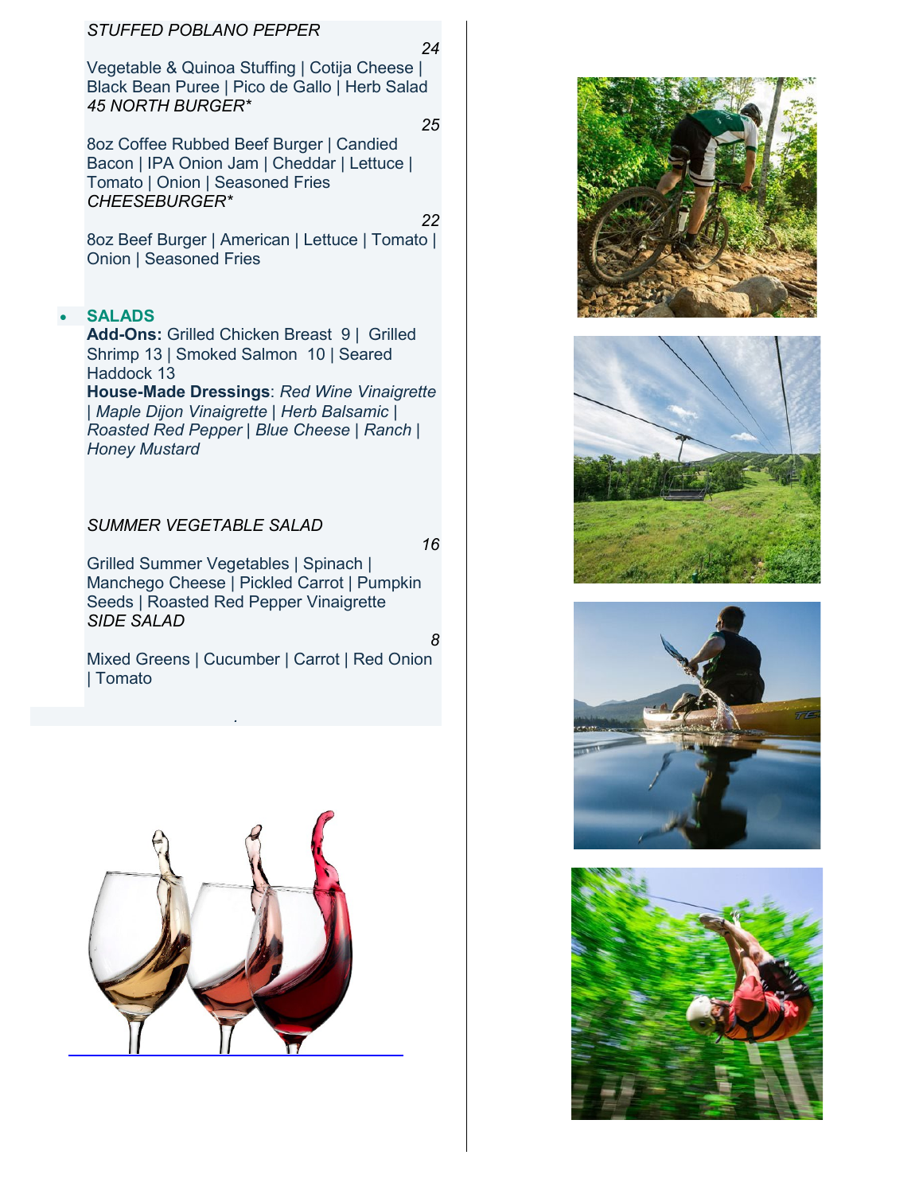*STUFFED POBLANO PEPPER*

*24*

Vegetable & Quinoa Stuffing | Cotija Cheese | Black Bean Puree | Pico de Gallo | Herb Salad

*45 NORTH BURGER**

*25*

8oz Coffee Rubbed Beef Burger | Candied Bacon | IPA Onion Jam | Cheddar | Lettuce | Tomato | Onion | Seasoned Fries

*CHEESEBURGER**

*22*

8oz Beef Burger | American | Lettuce | Tomato | Onion | Seasoned Fries

- **SALADS**

**Add-Ons:** Grilled Chicken Breast 9 | Grilled Shrimp 13 | Smoked Salmon 10 | Seared Haddock 13

**House-Made Dressings**: *Red Wine Vinaigrette | Maple Dijon Vinaigrette | Herb Balsamic | Roasted Red Pepper | Blue Cheese | Ranch | Honey Mustard*

*SUMMER VEGETABLE SALAD*

*16*

Grilled Summer Vegetables | Spinach | Manchego Cheese | Pickled Carrot | Pumpkin Seeds | Roasted Red Pepper Vinaigrette

*SIDE SALAD*

*8*

Mixed Greens | Cucumber | Carrot | Red Onion | Tomato